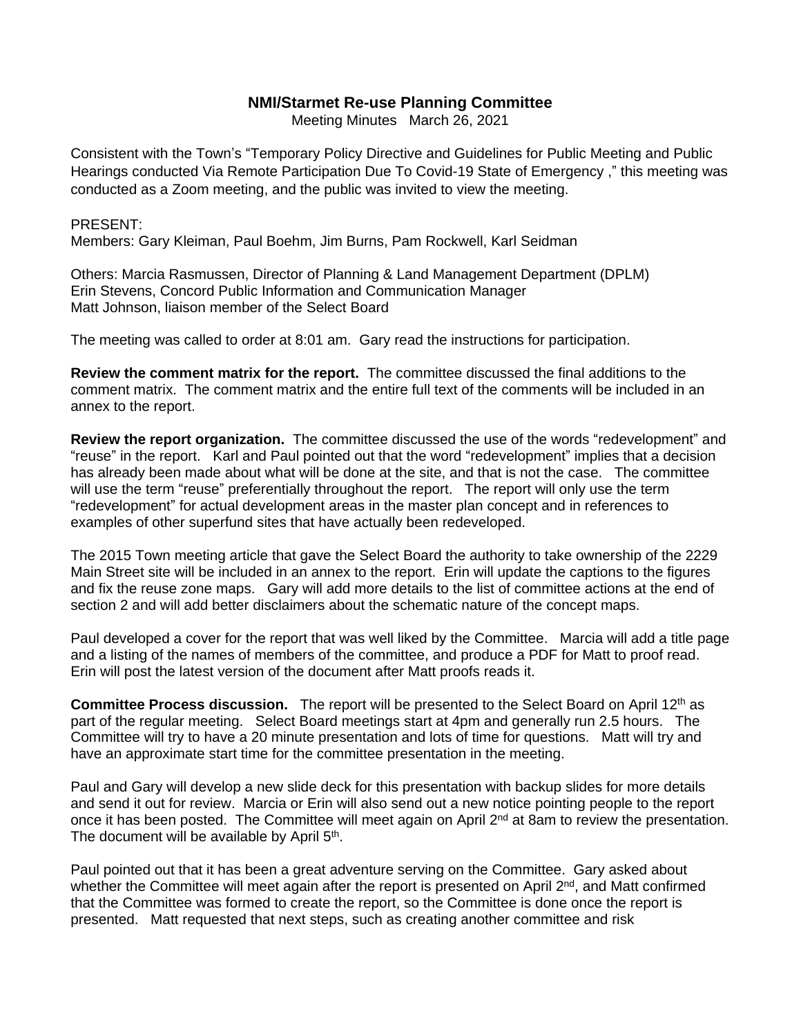# NMI/Starmet Re-use Planning Committee

Meeting Minutes March 26, 2021

Consistent with the Town's "Temporary Policy Directive and Guidelines for Public Meeting and Public Hearings conducted Via Remote Participation Due To Covid-19 State of Emergency ," this meeting was conducted as a Zoom meeting, and the public was invited to view the meeting.

PRESENT:
Members: Gary Kleiman, Paul Boehm, Jim Burns, Pam Rockwell, Karl Seidman

Others: Marcia Rasmussen, Director of Planning & Land Management Department (DPLM)
Erin Stevens, Concord Public Information and Communication Manager
Matt Johnson, liaison member of the Select Board

The meeting was called to order at 8:01 am. Gary read the instructions for participation.

**Review the comment matrix for the report.** The committee discussed the final additions to the comment matrix. The comment matrix and the entire full text of the comments will be included in an annex to the report.

**Review the report organization.** The committee discussed the use of the words "redevelopment" and "reuse" in the report. Karl and Paul pointed out that the word "redevelopment" implies that a decision has already been made about what will be done at the site, and that is not the case. The committee will use the term "reuse" preferentially throughout the report. The report will only use the term "redevelopment" for actual development areas in the master plan concept and in references to examples of other superfund sites that have actually been redeveloped.

The 2015 Town meeting article that gave the Select Board the authority to take ownership of the 2229 Main Street site will be included in an annex to the report. Erin will update the captions to the figures and fix the reuse zone maps. Gary will add more details to the list of committee actions at the end of section 2 and will add better disclaimers about the schematic nature of the concept maps.

Paul developed a cover for the report that was well liked by the Committee. Marcia will add a title page and a listing of the names of members of the committee, and produce a PDF for Matt to proof read. Erin will post the latest version of the document after Matt proofs reads it.

**Committee Process discussion.** The report will be presented to the Select Board on April 12th as part of the regular meeting. Select Board meetings start at 4pm and generally run 2.5 hours. The Committee will try to have a 20 minute presentation and lots of time for questions. Matt will try and have an approximate start time for the committee presentation in the meeting.

Paul and Gary will develop a new slide deck for this presentation with backup slides for more details and send it out for review. Marcia or Erin will also send out a new notice pointing people to the report once it has been posted. The Committee will meet again on April 2nd at 8am to review the presentation. The document will be available by April 5th.

Paul pointed out that it has been a great adventure serving on the Committee. Gary asked about whether the Committee will meet again after the report is presented on April 2nd, and Matt confirmed that the Committee was formed to create the report, so the Committee is done once the report is presented. Matt requested that next steps, such as creating another committee and risk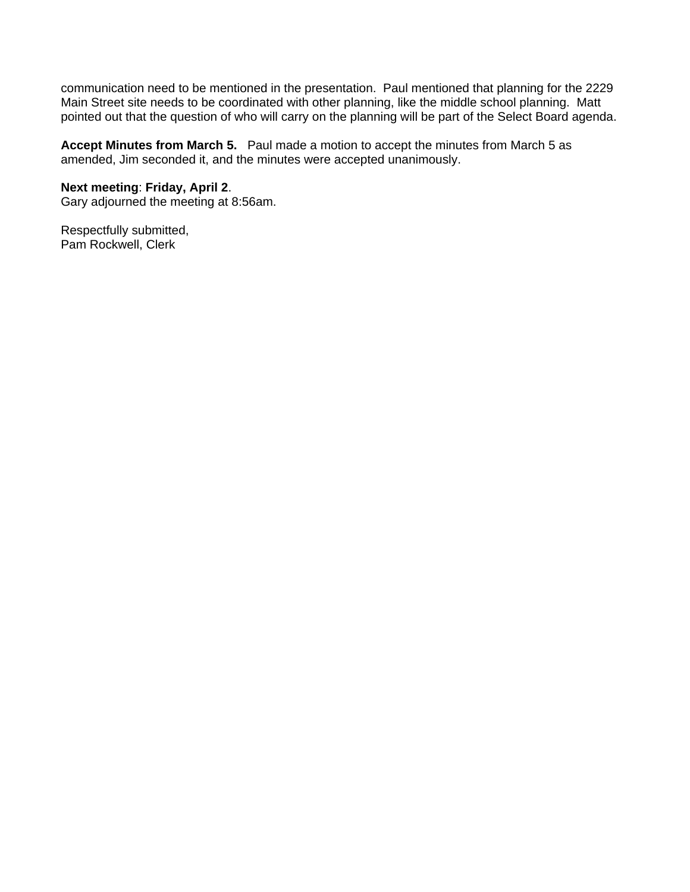communication need to be mentioned in the presentation. Paul mentioned that planning for the 2229 Main Street site needs to be coordinated with other planning, like the middle school planning. Matt pointed out that the question of who will carry on the planning will be part of the Select Board agenda.

**Accept Minutes from March 5.** Paul made a motion to accept the minutes from March 5 as amended, Jim seconded it, and the minutes were accepted unanimously.

**Next meeting**: **Friday, April 2**.
Gary adjourned the meeting at 8:56am.

Respectfully submitted,
Pam Rockwell, Clerk